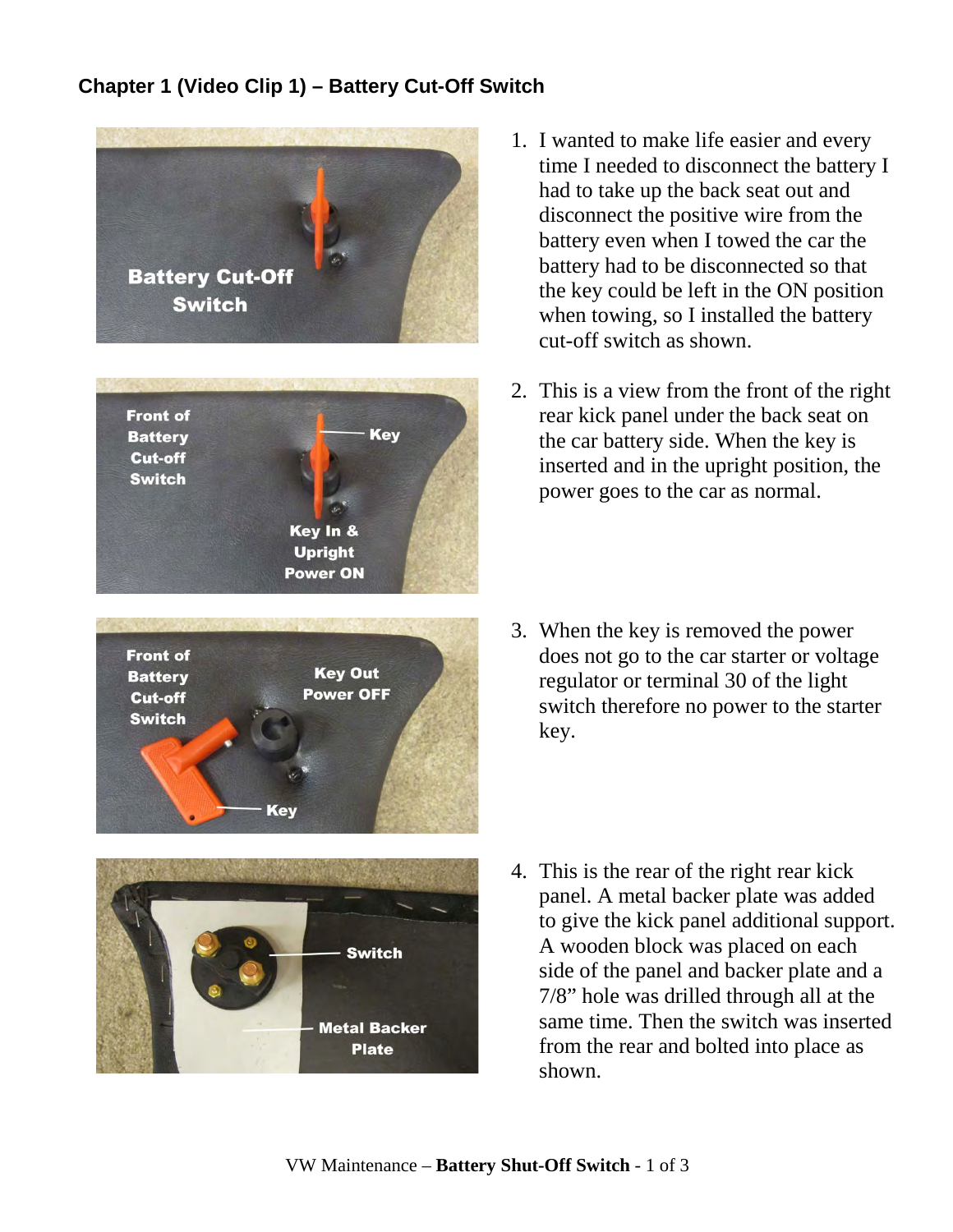## Chapter 1 (Video Clip 1) – Battery Cut-Off Switch

1. I wanted to make life easier and every time I needed to disconnect the battery I had to take up the back seat out and disconnect the positive wire from the battery even when I towed the car the battery had to be disconnected so that the key could be left in the ON position when towing, so I installed the battery cut-off switch as shown.

2. This is a view from the front of the right rear kick panel under the back seat on the car battery side. When the key is inserted and in the upright position, the power goes to the car as normal.

3. When the key is removed the power does not go to the car starter or voltage regulator or terminal 30 of the light switch therefore no power to the starter key.

4. This is the rear of the right rear kick panel. A metal backer plate was added to give the kick panel additional support. A wooden block was placed on each side of the panel and backer plate and a 7/8" hole was drilled through all at the same time. Then the switch was inserted from the rear and bolted into place as shown.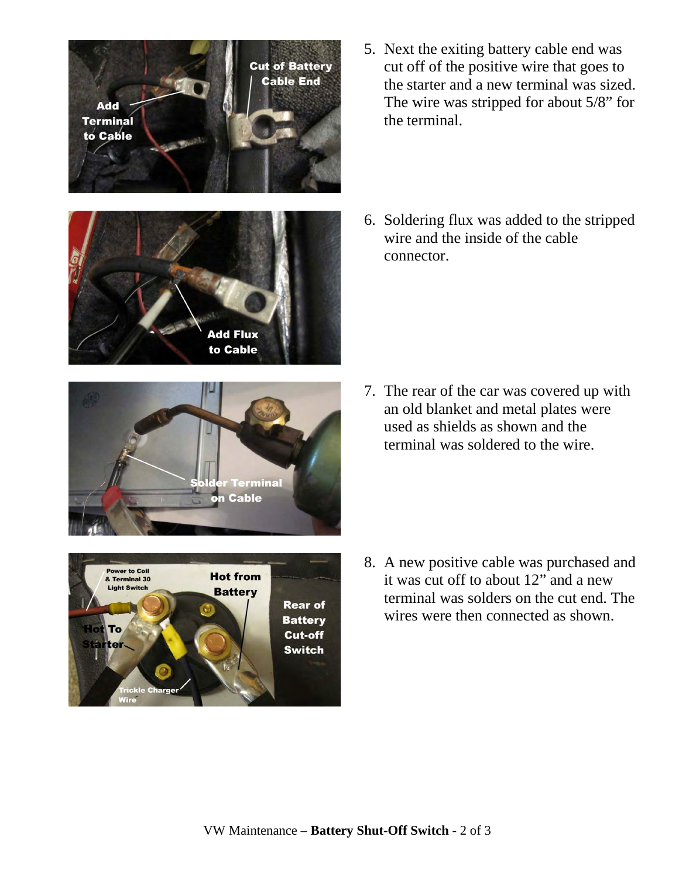5. Next the exiting battery cable end was cut off of the positive wire that goes to the starter and a new terminal was sized. The wire was stripped for about 5/8” for the terminal.

6. Soldering flux was added to the stripped wire and the inside of the cable connector.

7. The rear of the car was covered up with an old blanket and metal plates were used as shields as shown and the terminal was soldered to the wire.

8. A new positive cable was purchased and it was cut off to about 12” and a new terminal was solders on the cut end. The wires were then connected as shown.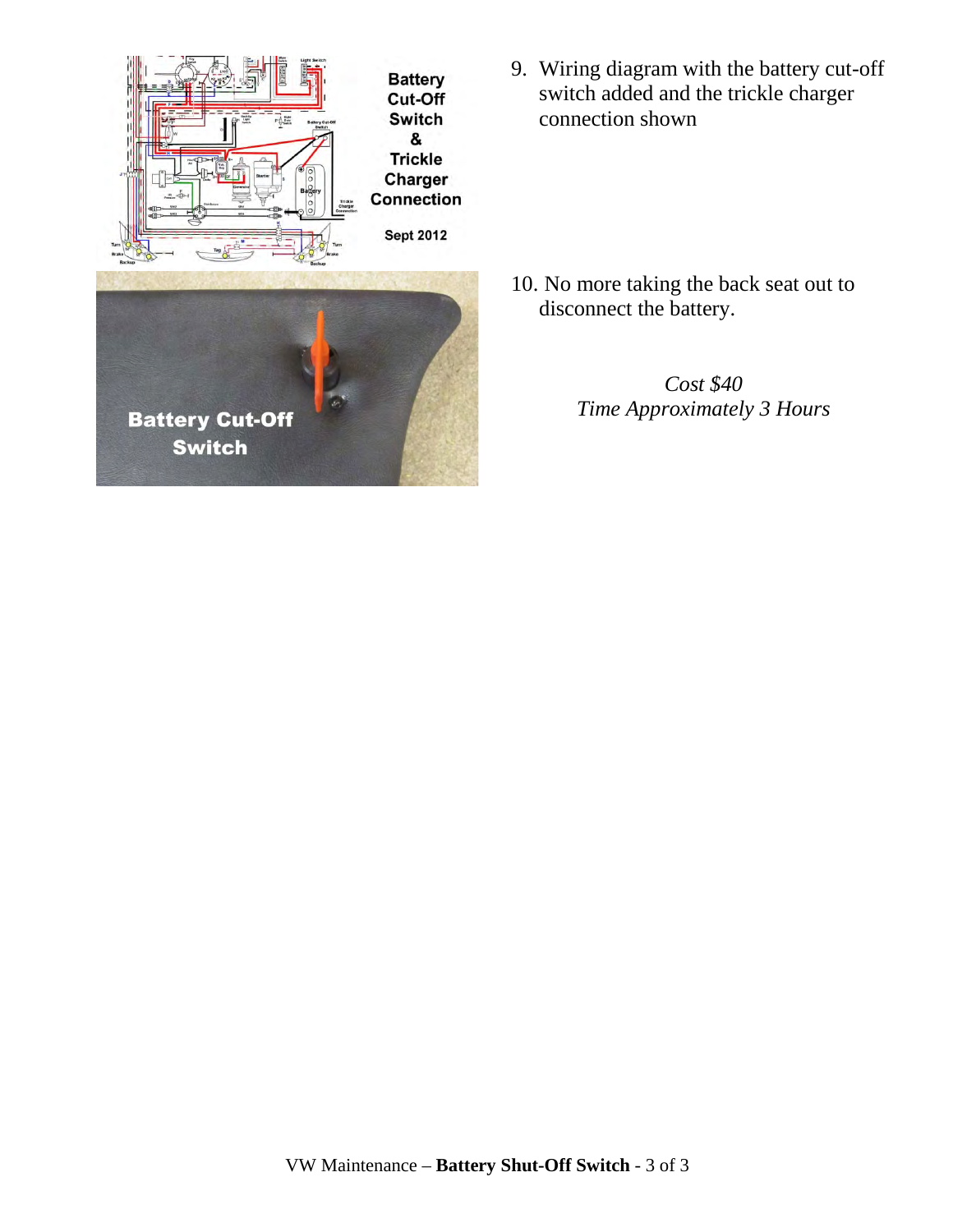Battery
Cut-Off
Switch
&
Trickle
Charger
Connection

Sept 2012

Battery Cut-Off
Switch

9. Wiring diagram with the battery cut-off switch added and the trickle charger connection shown

10. No more taking the back seat out to disconnect the battery.

*Cost $40*
*Time Approximately 3 Hours*